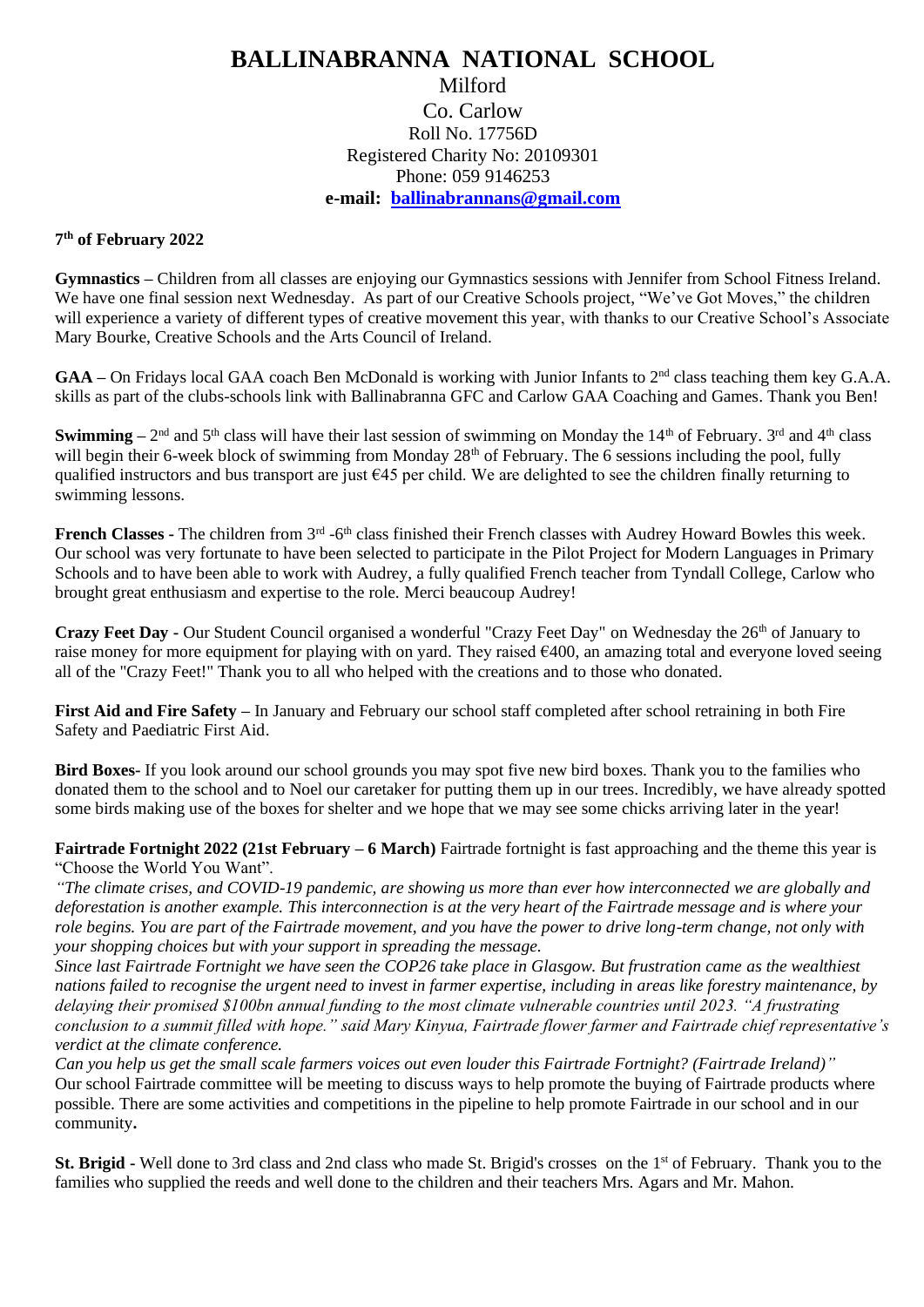# BALLINABRANNA NATIONAL SCHOOL

Milford
Co. Carlow
Roll No. 17756D
Registered Charity No: 20109301
Phone: 059 9146253
**e-mail: ballinabrannans@gmail.com**

**7th of February 2022**

**Gymnastics** – Children from all classes are enjoying our Gymnastics sessions with Jennifer from School Fitness Ireland. We have one final session next Wednesday. As part of our Creative Schools project, "We've Got Moves," the children will experience a variety of different types of creative movement this year, with thanks to our Creative School's Associate Mary Bourke, Creative Schools and the Arts Council of Ireland.

**GAA** – On Fridays local GAA coach Ben McDonald is working with Junior Infants to 2nd class teaching them key G.A.A. skills as part of the clubs-schools link with Ballinabranna GFC and Carlow GAA Coaching and Games. Thank you Ben!

**Swimming** – 2nd and 5th class will have their last session of swimming on Monday the 14th of February. 3rd and 4th class will begin their 6-week block of swimming from Monday 28th of February. The 6 sessions including the pool, fully qualified instructors and bus transport are just €45 per child. We are delighted to see the children finally returning to swimming lessons.

**French Classes** - The children from 3rd -6th class finished their French classes with Audrey Howard Bowles this week. Our school was very fortunate to have been selected to participate in the Pilot Project for Modern Languages in Primary Schools and to have been able to work with Audrey, a fully qualified French teacher from Tyndall College, Carlow who brought great enthusiasm and expertise to the role. Merci beaucoup Audrey!

**Crazy Feet Day** - Our Student Council organised a wonderful "Crazy Feet Day" on Wednesday the 26th of January to raise money for more equipment for playing with on yard. They raised €400, an amazing total and everyone loved seeing all of the "Crazy Feet!" Thank you to all who helped with the creations and to those who donated.

**First Aid and Fire Safety** – In January and February our school staff completed after school retraining in both Fire Safety and Paediatric First Aid.

**Bird Boxes**- If you look around our school grounds you may spot five new bird boxes. Thank you to the families who donated them to the school and to Noel our caretaker for putting them up in our trees. Incredibly, we have already spotted some birds making use of the boxes for shelter and we hope that we may see some chicks arriving later in the year!

**Fairtrade Fortnight 2022 (21st February – 6 March)** Fairtrade fortnight is fast approaching and the theme this year is "Choose the World You Want".

*"The climate crises, and COVID-19 pandemic, are showing us more than ever how interconnected we are globally and deforestation is another example. This interconnection is at the very heart of the Fairtrade message and is where your role begins. You are part of the Fairtrade movement, and you have the power to drive long-term change, not only with your shopping choices but with your support in spreading the message.*

*Since last Fairtrade Fortnight we have seen the COP26 take place in Glasgow. But frustration came as the wealthiest nations failed to recognise the urgent need to invest in farmer expertise, including in areas like forestry maintenance, by delaying their promised $100bn annual funding to the most climate vulnerable countries until 2023. "A frustrating conclusion to a summit filled with hope." said Mary Kinyua, Fairtrade flower farmer and Fairtrade chief representative's verdict at the climate conference.*

*Can you help us get the small scale farmers voices out even louder this Fairtrade Fortnight? (Fairtrade Ireland)"*

Our school Fairtrade committee will be meeting to discuss ways to help promote the buying of Fairtrade products where possible. There are some activities and competitions in the pipeline to help promote Fairtrade in our school and in our community**.**

**St. Brigid** - Well done to 3rd class and 2nd class who made St. Brigid's crosses on the 1st of February. Thank you to the families who supplied the reeds and well done to the children and their teachers Mrs. Agars and Mr. Mahon.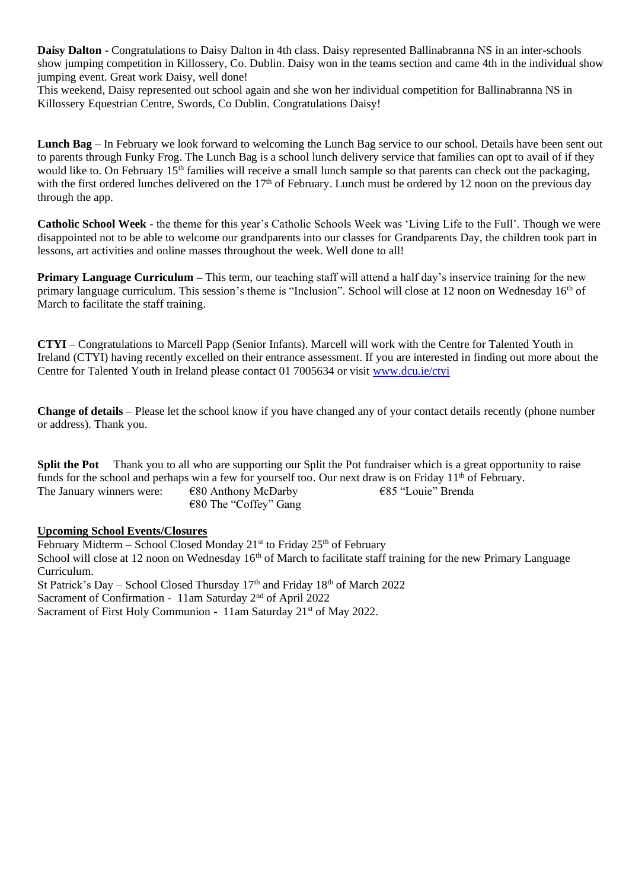**Daisy Dalton -** Congratulations to Daisy Dalton in 4th class. Daisy represented Ballinabranna NS in an inter-schools show jumping competition in Killossery, Co. Dublin. Daisy won in the teams section and came 4th in the individual show jumping event. Great work Daisy, well done!

This weekend, Daisy represented out school again and she won her individual competition for Ballinabranna NS in Killossery Equestrian Centre, Swords, Co Dublin. Congratulations Daisy!

**Lunch Bag –** In February we look forward to welcoming the Lunch Bag service to our school. Details have been sent out to parents through Funky Frog. The Lunch Bag is a school lunch delivery service that families can opt to avail of if they would like to. On February 15th families will receive a small lunch sample so that parents can check out the packaging, with the first ordered lunches delivered on the 17th of February. Lunch must be ordered by 12 noon on the previous day through the app.

**Catholic School Week -** the theme for this year's Catholic Schools Week was 'Living Life to the Full'. Though we were disappointed not to be able to welcome our grandparents into our classes for Grandparents Day, the children took part in lessons, art activities and online masses throughout the week. Well done to all!

**Primary Language Curriculum –** This term, our teaching staff will attend a half day's inservice training for the new primary language curriculum. This session's theme is "Inclusion". School will close at 12 noon on Wednesday 16th of March to facilitate the staff training.

**CTYI** – Congratulations to Marcell Papp (Senior Infants). Marcell will work with the Centre for Talented Youth in Ireland (CTYI) having recently excelled on their entrance assessment. If you are interested in finding out more about the Centre for Talented Youth in Ireland please contact 01 7005634 or visit www.dcu.ie/ctyi

**Change of details** – Please let the school know if you have changed any of your contact details recently (phone number or address). Thank you.

**Split the Pot** Thank you to all who are supporting our Split the Pot fundraiser which is a great opportunity to raise funds for the school and perhaps win a few for yourself too. Our next draw is on Friday 11th of February.

The January winners were: €80 Anthony McDarby €85 "Louie" Brenda
€80 The "Coffey" Gang

**Upcoming School Events/Closures**

February Midterm – School Closed Monday 21st to Friday 25th of February
School will close at 12 noon on Wednesday 16th of March to facilitate staff training for the new Primary Language Curriculum.
St Patrick's Day – School Closed Thursday 17th and Friday 18th of March 2022
Sacrament of Confirmation - 11am Saturday 2nd of April 2022
Sacrament of First Holy Communion - 11am Saturday 21st of May 2022.